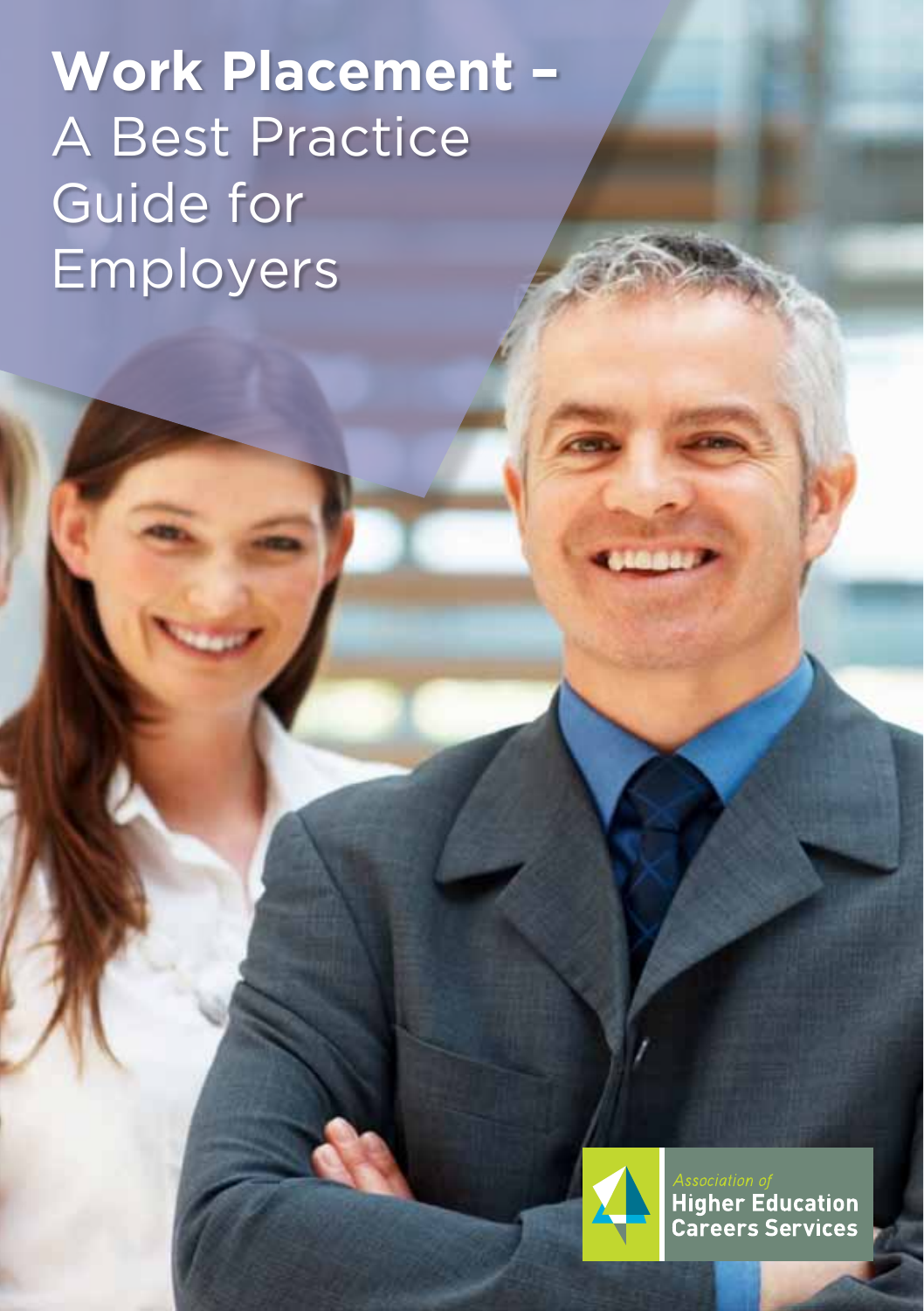# **Work Placement –** A Best Practice Guide for Employers

*Association of*
**Higher Education Careers Services**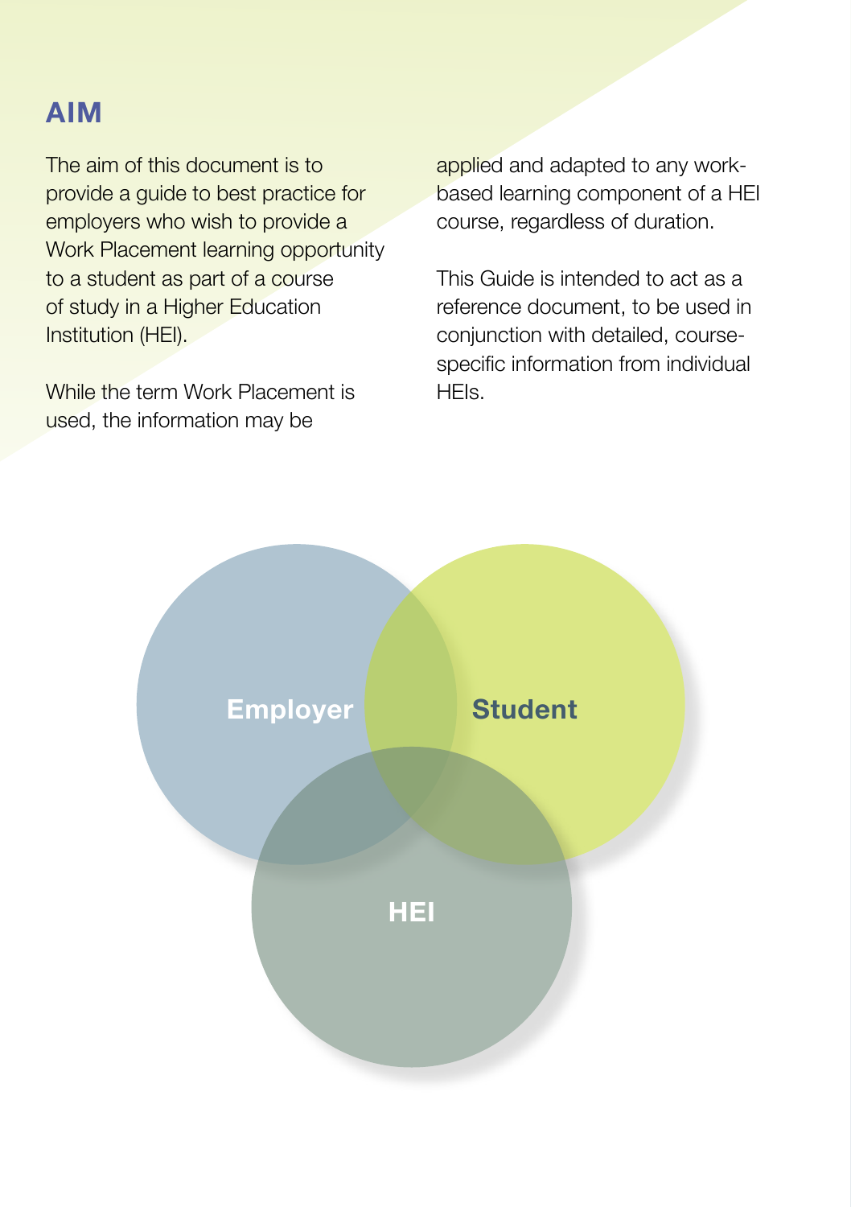## AIM

The aim of this document is to provide a guide to best practice for employers who wish to provide a Work Placement learning opportunity to a student as part of a course of study in a Higher Education Institution (HEI).

While the term Work Placement is used, the information may be applied and adapted to any work-based learning component of a HEI course, regardless of duration.

This Guide is intended to act as a reference document, to be used in conjunction with detailed, course-specific information from individual HEIs.

Employer

Student

HEI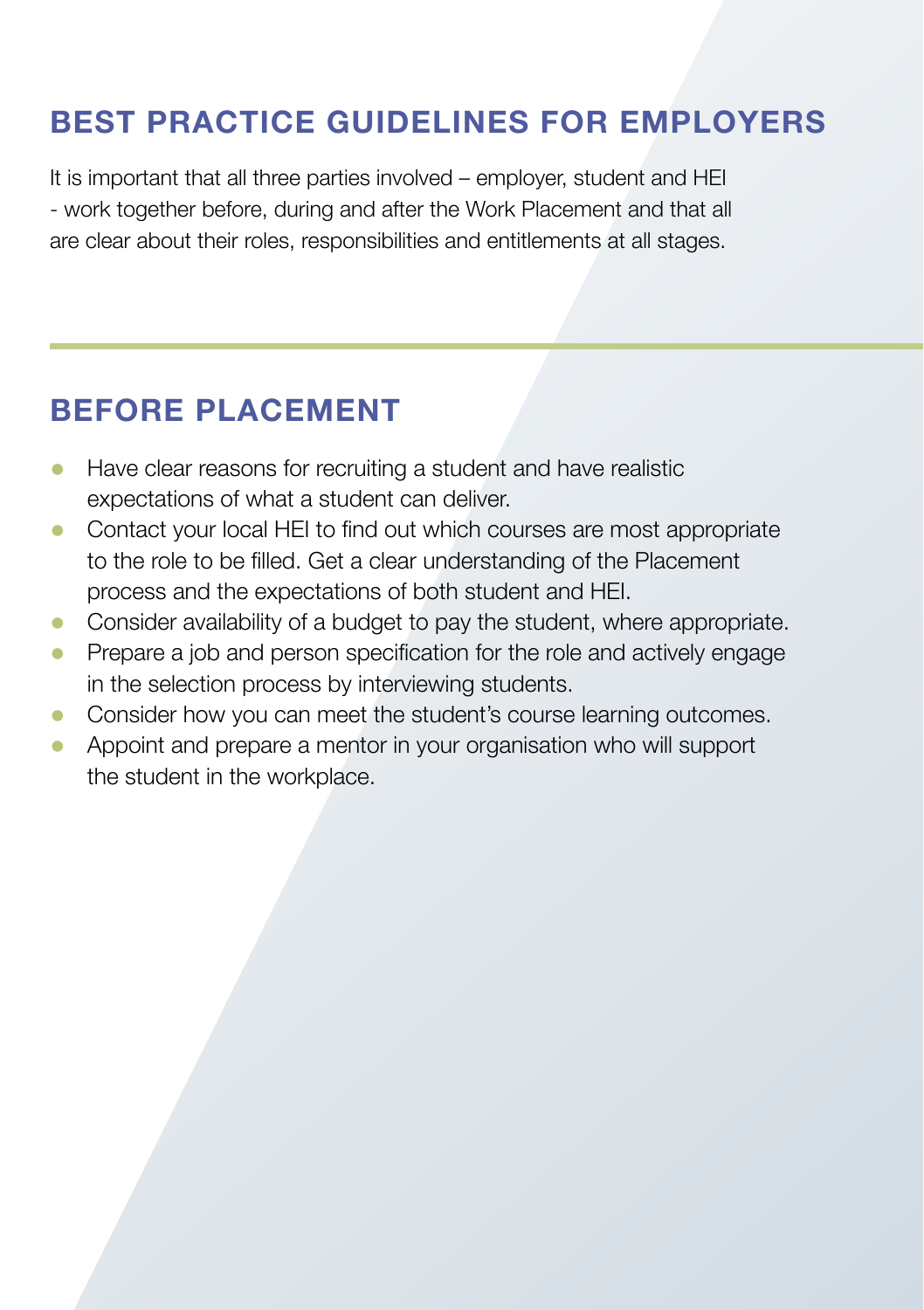## BEST PRACTICE GUIDELINES FOR EMPLOYERS

It is important that all three parties involved – employer, student and HEI - work together before, during and after the Work Placement and that all are clear about their roles, responsibilities and entitlements at all stages.

## BEFORE PLACEMENT

- Have clear reasons for recruiting a student and have realistic expectations of what a student can deliver.
- Contact your local HEI to find out which courses are most appropriate to the role to be filled. Get a clear understanding of the Placement process and the expectations of both student and HEI.
- Consider availability of a budget to pay the student, where appropriate.
- Prepare a job and person specification for the role and actively engage in the selection process by interviewing students.
- Consider how you can meet the student's course learning outcomes.
- Appoint and prepare a mentor in your organisation who will support the student in the workplace.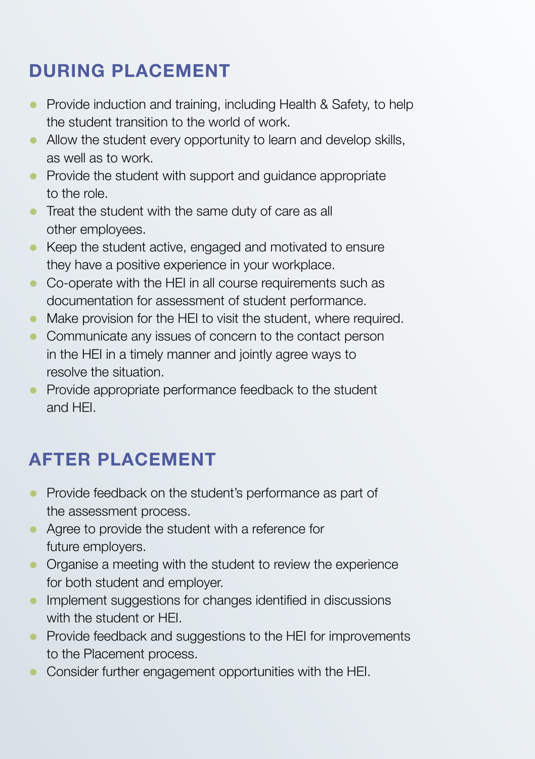## DURING PLACEMENT

- Provide induction and training, including Health & Safety, to help the student transition to the world of work.
- Allow the student every opportunity to learn and develop skills, as well as to work.
- Provide the student with support and guidance appropriate to the role.
- Treat the student with the same duty of care as all other employees.
- Keep the student active, engaged and motivated to ensure they have a positive experience in your workplace.
- Co-operate with the HEI in all course requirements such as documentation for assessment of student performance.
- Make provision for the HEI to visit the student, where required.
- Communicate any issues of concern to the contact person in the HEI in a timely manner and jointly agree ways to resolve the situation.
- Provide appropriate performance feedback to the student and HEI.

## AFTER PLACEMENT

- Provide feedback on the student's performance as part of the assessment process.
- Agree to provide the student with a reference for future employers.
- Organise a meeting with the student to review the experience for both student and employer.
- Implement suggestions for changes identified in discussions with the student or HEI.
- Provide feedback and suggestions to the HEI for improvements to the Placement process.
- Consider further engagement opportunities with the HEI.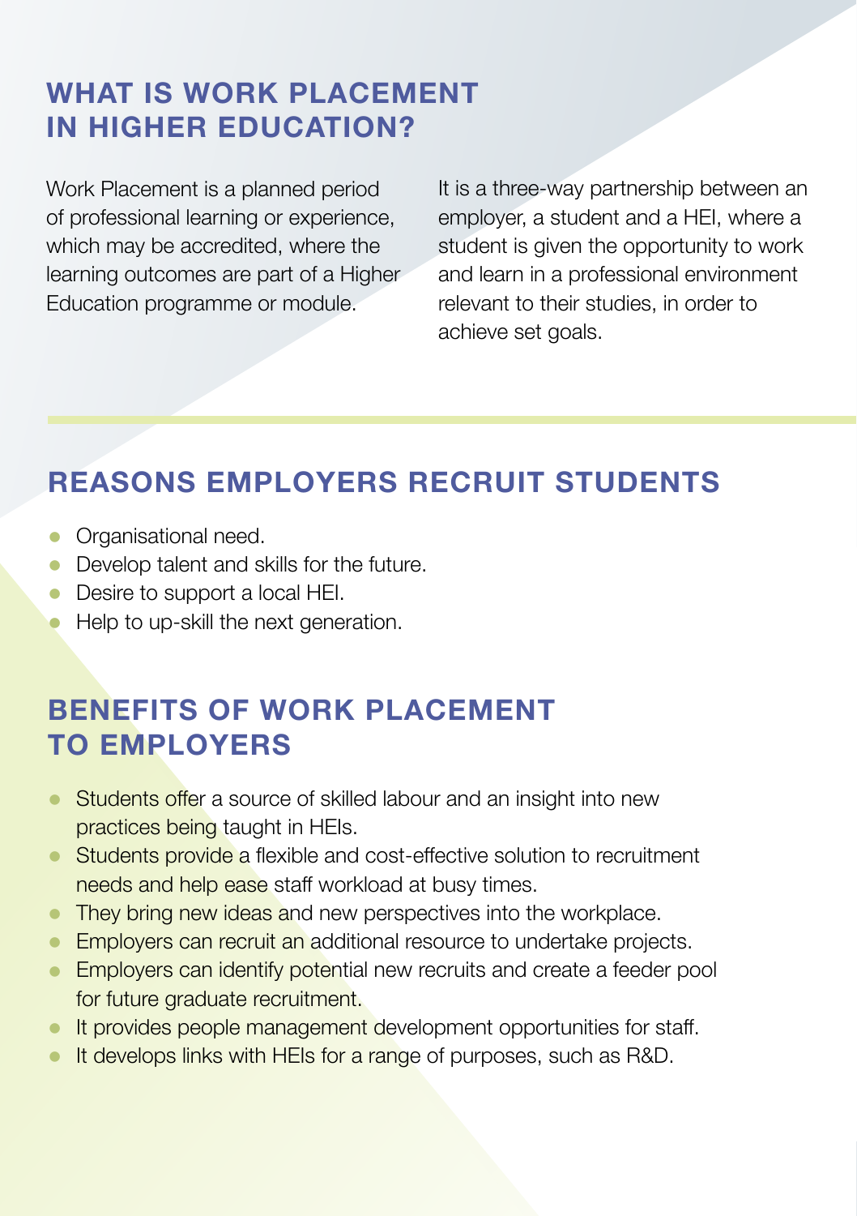## WHAT IS WORK PLACEMENT IN HIGHER EDUCATION?

Work Placement is a planned period of professional learning or experience, which may be accredited, where the learning outcomes are part of a Higher Education programme or module.

It is a three-way partnership between an employer, a student and a HEI, where a student is given the opportunity to work and learn in a professional environment relevant to their studies, in order to achieve set goals.

## REASONS EMPLOYERS RECRUIT STUDENTS

- Organisational need.
- Develop talent and skills for the future.
- Desire to support a local HEI.
- Help to up-skill the next generation.

## BENEFITS OF WORK PLACEMENT TO EMPLOYERS

- Students offer a source of skilled labour and an insight into new practices being taught in HEIs.
- Students provide a flexible and cost-effective solution to recruitment needs and help ease staff workload at busy times.
- They bring new ideas and new perspectives into the workplace.
- Employers can recruit an additional resource to undertake projects.
- Employers can identify potential new recruits and create a feeder pool for future graduate recruitment.
- It provides people management development opportunities for staff.
- It develops links with HEIs for a range of purposes, such as R&D.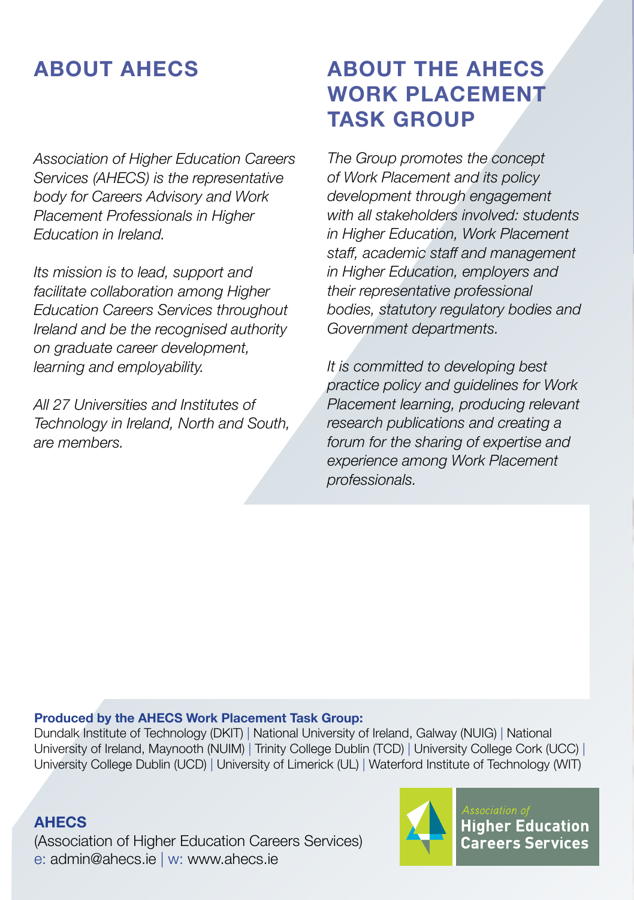## ABOUT AHECS

*Association of Higher Education Careers Services (AHECS) is the representative body for Careers Advisory and Work Placement Professionals in Higher Education in Ireland.*

*Its mission is to lead, support and facilitate collaboration among Higher Education Careers Services throughout Ireland and be the recognised authority on graduate career development, learning and employability.*

*All 27 Universities and Institutes of Technology in Ireland, North and South, are members.*

## ABOUT THE AHECS WORK PLACEMENT TASK GROUP

*The Group promotes the concept of Work Placement and its policy development through engagement with all stakeholders involved: students in Higher Education, Work Placement staff, academic staff and management in Higher Education, employers and their representative professional bodies, statutory regulatory bodies and Government departments.*

*It is committed to developing best practice policy and guidelines for Work Placement learning, producing relevant research publications and creating a forum for the sharing of expertise and experience among Work Placement professionals.*

**Produced by the AHECS Work Placement Task Group:**
Dundalk Institute of Technology (DKIT) | National University of Ireland, Galway (NUIG) | National University of Ireland, Maynooth (NUIM) | Trinity College Dublin (TCD) | University College Cork (UCC) | University College Dublin (UCD) | University of Limerick (UL) | Waterford Institute of Technology (WIT)

**AHECS**
(Association of Higher Education Careers Services)
e: admin@ahecs.ie | w: www.ahecs.ie

Association of Higher Education Careers Services